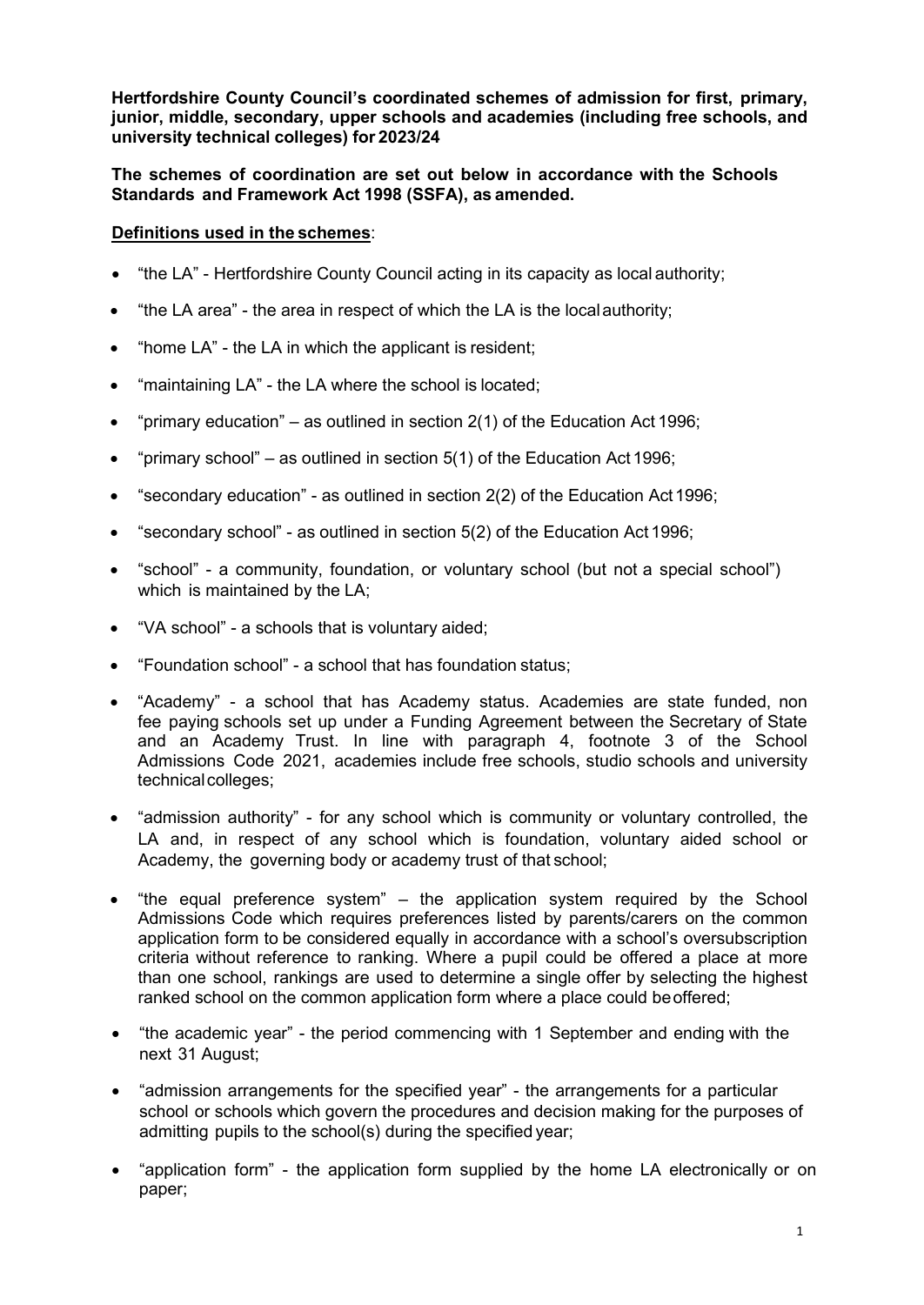**Hertfordshire County Council's coordinated schemes of admission for first, primary, junior, middle, secondary, upper schools and academies (including free schools, and university technical colleges) for 2023/24**

**The schemes of coordination are set out below in accordance with the Schools Standards and Framework Act 1998 (SSFA), as amended.**

**Definitions used in the schemes**:

- "the LA" - Hertfordshire County Council acting in its capacity as local authority;
- "the LA area" - the area in respect of which the LA is the local authority;
- "home LA" - the LA in which the applicant is resident;
- "maintaining LA" - the LA where the school is located;
- "primary education" – as outlined in section 2(1) of the Education Act 1996;
- "primary school" – as outlined in section 5(1) of the Education Act 1996;
- "secondary education" - as outlined in section 2(2) of the Education Act 1996;
- "secondary school" - as outlined in section 5(2) of the Education Act 1996;
- "school" - a community, foundation, or voluntary school (but not a special school") which is maintained by the LA;
- "VA school" - a schools that is voluntary aided;
- "Foundation school" - a school that has foundation status;
- "Academy" - a school that has Academy status. Academies are state funded, non fee paying schools set up under a Funding Agreement between the Secretary of State and an Academy Trust. In line with paragraph 4, footnote 3 of the School Admissions Code 2021, academies include free schools, studio schools and university technical colleges;
- "admission authority" - for any school which is community or voluntary controlled, the LA and, in respect of any school which is foundation, voluntary aided school or Academy, the governing body or academy trust of that school;
- "the equal preference system" – the application system required by the School Admissions Code which requires preferences listed by parents/carers on the common application form to be considered equally in accordance with a school's oversubscription criteria without reference to ranking. Where a pupil could be offered a place at more than one school, rankings are used to determine a single offer by selecting the highest ranked school on the common application form where a place could be offered;
- "the academic year" - the period commencing with 1 September and ending with the next 31 August;
- "admission arrangements for the specified year" - the arrangements for a particular school or schools which govern the procedures and decision making for the purposes of admitting pupils to the school(s) during the specified year;
- "application form" - the application form supplied by the home LA electronically or on paper;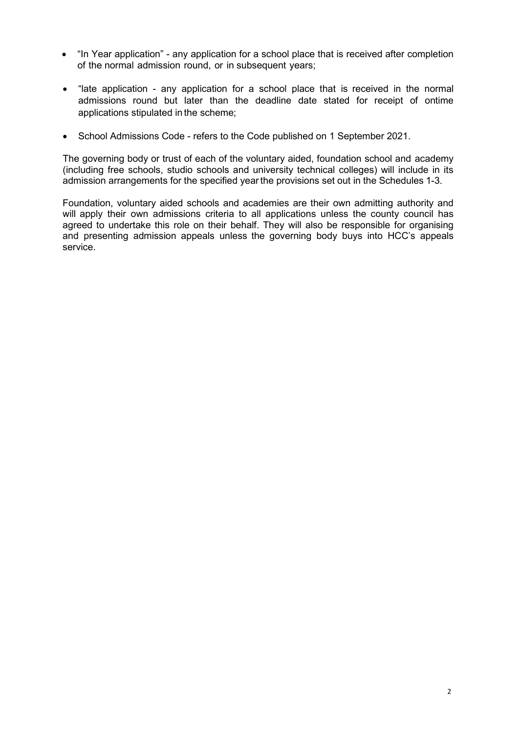- "In Year application" - any application for a school place that is received after completion of the normal admission round, or in subsequent years;
- "late application - any application for a school place that is received in the normal admissions round but later than the deadline date stated for receipt of ontime applications stipulated in the scheme;
- School Admissions Code - refers to the Code published on 1 September 2021.

The governing body or trust of each of the voluntary aided, foundation school and academy (including free schools, studio schools and university technical colleges) will include in its admission arrangements for the specified year the provisions set out in the Schedules 1-3.

Foundation, voluntary aided schools and academies are their own admitting authority and will apply their own admissions criteria to all applications unless the county council has agreed to undertake this role on their behalf. They will also be responsible for organising and presenting admission appeals unless the governing body buys into HCC's appeals service.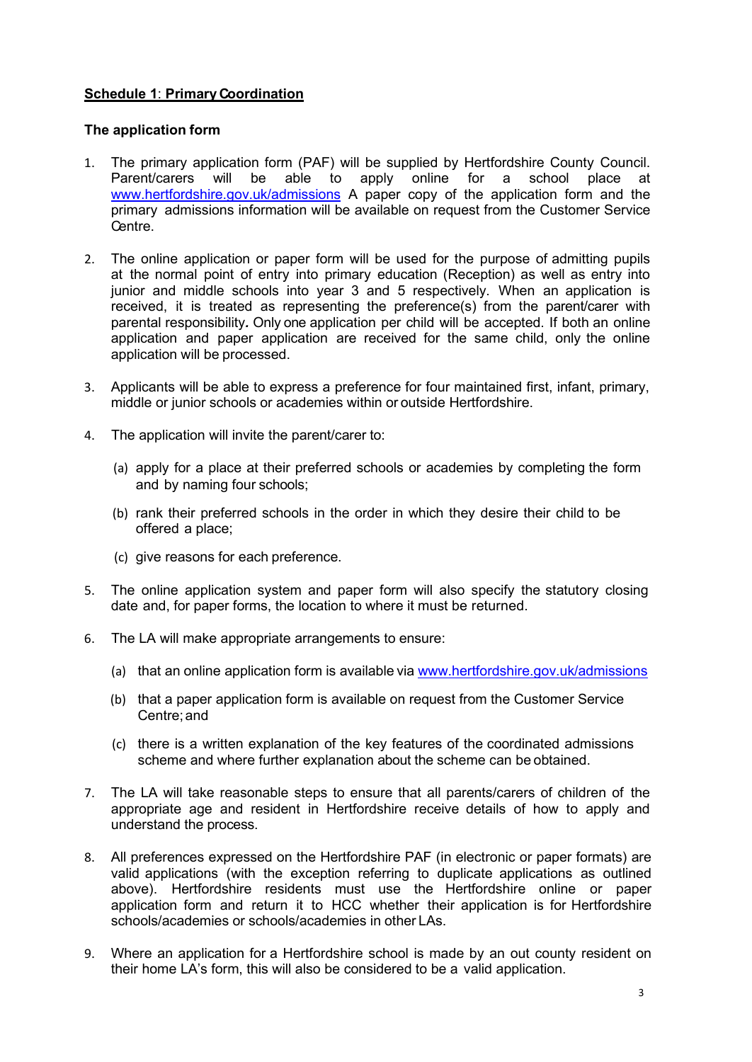**Schedule 1**: **Primary Coordination**

**The application form**

1. The primary application form (PAF) will be supplied by Hertfordshire County Council. Parent/carers will be able to apply online for a school place at www.hertfordshire.gov.uk/admissions A paper copy of the application form and the primary admissions information will be available on request from the Customer Service Centre.

2. The online application or paper form will be used for the purpose of admitting pupils at the normal point of entry into primary education (Reception) as well as entry into junior and middle schools into year 3 and 5 respectively. When an application is received, it is treated as representing the preference(s) from the parent/carer with parental responsibility**.** Only one application per child will be accepted. If both an online application and paper application are received for the same child, only the online application will be processed.

3. Applicants will be able to express a preference for four maintained first, infant, primary, middle or junior schools or academies within or outside Hertfordshire.

4. The application will invite the parent/carer to:

    (a) apply for a place at their preferred schools or academies by completing the form and by naming four schools;

    (b) rank their preferred schools in the order in which they desire their child to be offered a place;

    (c) give reasons for each preference.

5. The online application system and paper form will also specify the statutory closing date and, for paper forms, the location to where it must be returned.

6. The LA will make appropriate arrangements to ensure:

    (a) that an online application form is available via www.hertfordshire.gov.uk/admissions

    (b) that a paper application form is available on request from the Customer Service Centre; and

    (c) there is a written explanation of the key features of the coordinated admissions scheme and where further explanation about the scheme can be obtained.

7. The LA will take reasonable steps to ensure that all parents/carers of children of the appropriate age and resident in Hertfordshire receive details of how to apply and understand the process.

8. All preferences expressed on the Hertfordshire PAF (in electronic or paper formats) are valid applications (with the exception referring to duplicate applications as outlined above). Hertfordshire residents must use the Hertfordshire online or paper application form and return it to HCC whether their application is for Hertfordshire schools/academies or schools/academies in other LAs.

9. Where an application for a Hertfordshire school is made by an out county resident on their home LA's form, this will also be considered to be a valid application.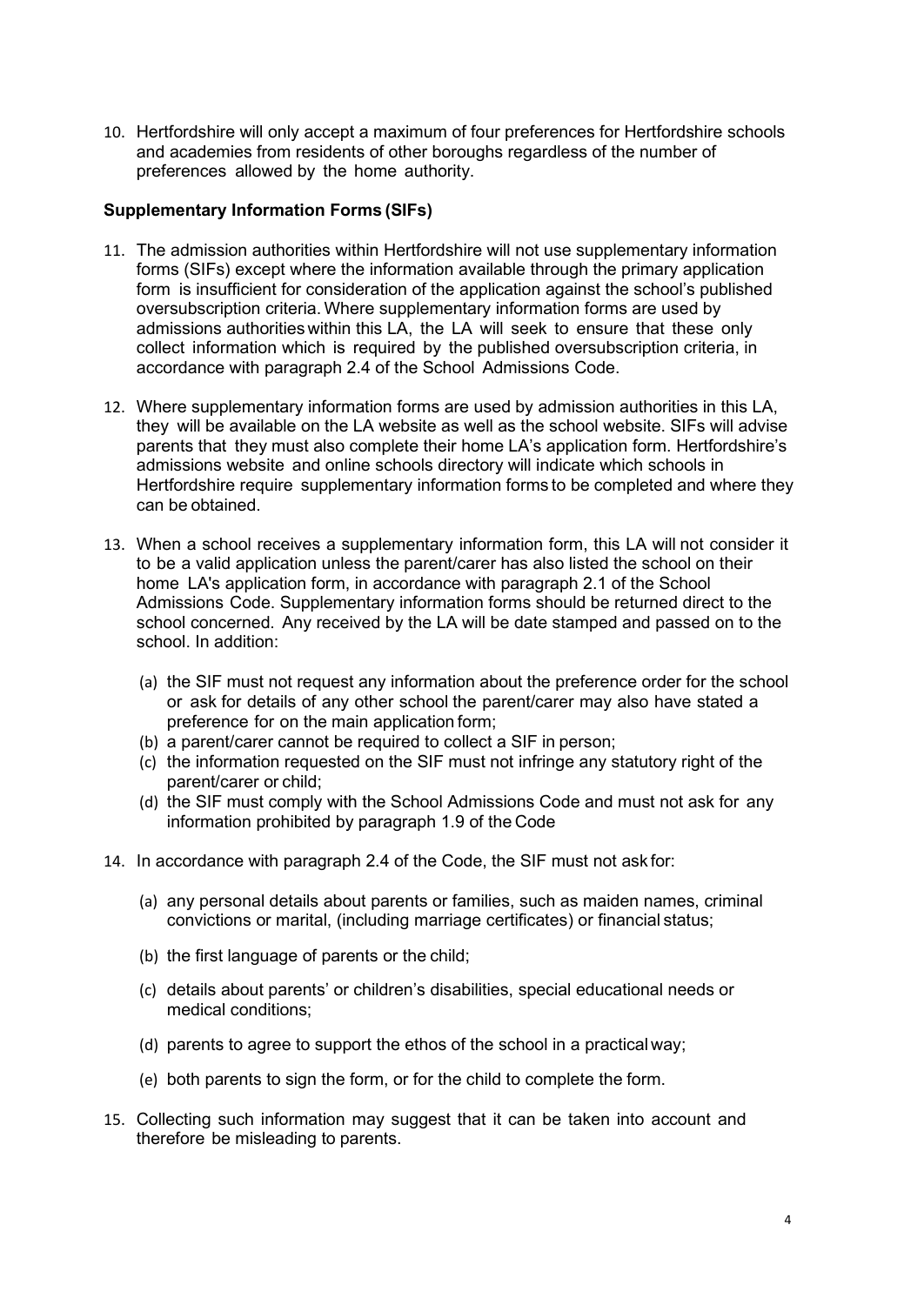10. Hertfordshire will only accept a maximum of four preferences for Hertfordshire schools and academies from residents of other boroughs regardless of the number of preferences allowed by the home authority.

**Supplementary Information Forms (SIFs)**

11. The admission authorities within Hertfordshire will not use supplementary information forms (SIFs) except where the information available through the primary application form is insufficient for consideration of the application against the school's published oversubscription criteria. Where supplementary information forms are used by admissions authorities within this LA, the LA will seek to ensure that these only collect information which is required by the published oversubscription criteria, in accordance with paragraph 2.4 of the School Admissions Code.

12. Where supplementary information forms are used by admission authorities in this LA, they will be available on the LA website as well as the school website. SIFs will advise parents that they must also complete their home LA's application form. Hertfordshire's admissions website and online schools directory will indicate which schools in Hertfordshire require supplementary information forms to be completed and where they can be obtained.

13. When a school receives a supplementary information form, this LA will not consider it to be a valid application unless the parent/carer has also listed the school on their home LA's application form, in accordance with paragraph 2.1 of the School Admissions Code. Supplementary information forms should be returned direct to the school concerned. Any received by the LA will be date stamped and passed on to the school. In addition:

    (a) the SIF must not request any information about the preference order for the school or ask for details of any other school the parent/carer may also have stated a preference for on the main application form;
    (b) a parent/carer cannot be required to collect a SIF in person;
    (c) the information requested on the SIF must not infringe any statutory right of the parent/carer or child;
    (d) the SIF must comply with the School Admissions Code and must not ask for any information prohibited by paragraph 1.9 of the Code

14. In accordance with paragraph 2.4 of the Code, the SIF must not ask for:

    (a) any personal details about parents or families, such as maiden names, criminal convictions or marital, (including marriage certificates) or financial status;

    (b) the first language of parents or the child;

    (c) details about parents' or children's disabilities, special educational needs or medical conditions;

    (d) parents to agree to support the ethos of the school in a practical way;

    (e) both parents to sign the form, or for the child to complete the form.

15. Collecting such information may suggest that it can be taken into account and therefore be misleading to parents.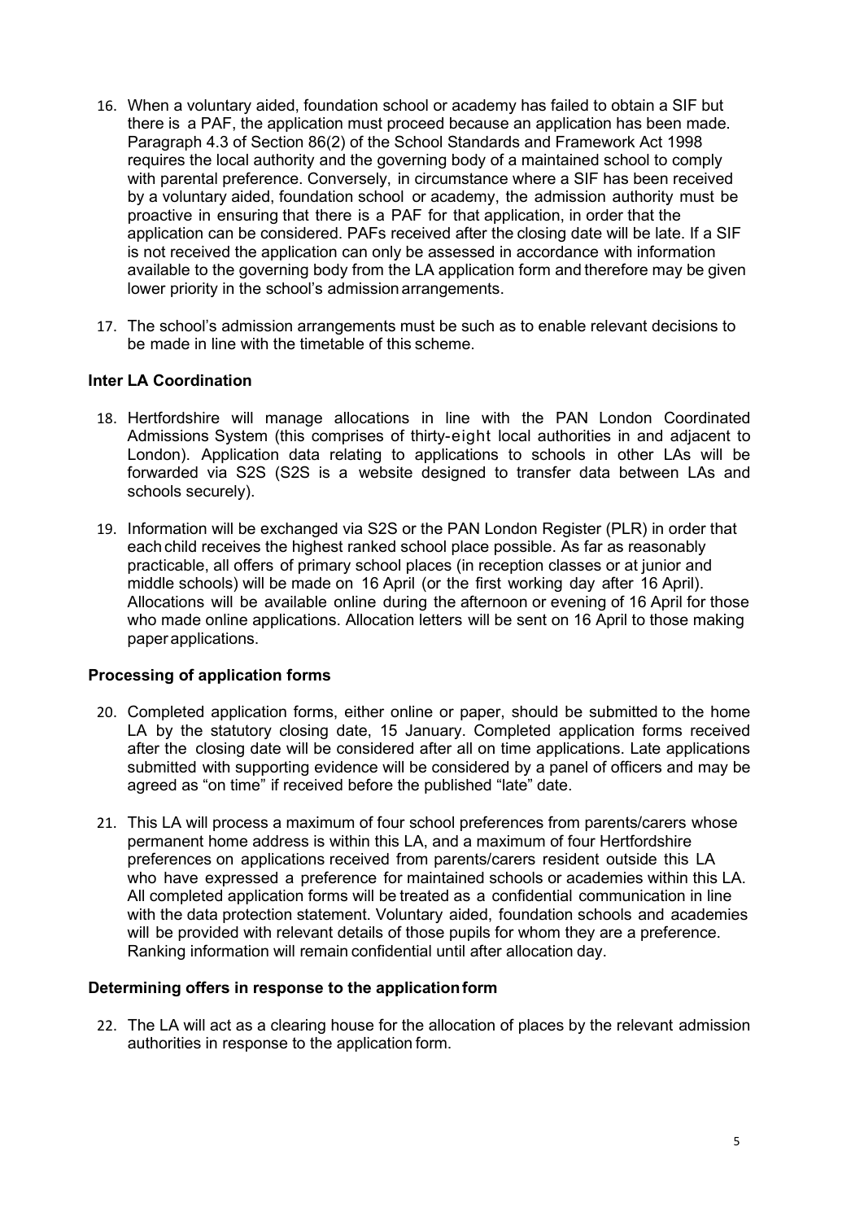16. When a voluntary aided, foundation school or academy has failed to obtain a SIF but there is a PAF, the application must proceed because an application has been made. Paragraph 4.3 of Section 86(2) of the School Standards and Framework Act 1998 requires the local authority and the governing body of a maintained school to comply with parental preference. Conversely, in circumstance where a SIF has been received by a voluntary aided, foundation school or academy, the admission authority must be proactive in ensuring that there is a PAF for that application, in order that the application can be considered. PAFs received after the closing date will be late. If a SIF is not received the application can only be assessed in accordance with information available to the governing body from the LA application form and therefore may be given lower priority in the school's admission arrangements.

17. The school's admission arrangements must be such as to enable relevant decisions to be made in line with the timetable of this scheme.

### Inter LA Coordination

18. Hertfordshire will manage allocations in line with the PAN London Coordinated Admissions System (this comprises of thirty-eight local authorities in and adjacent to London). Application data relating to applications to schools in other LAs will be forwarded via S2S (S2S is a website designed to transfer data between LAs and schools securely).

19. Information will be exchanged via S2S or the PAN London Register (PLR) in order that each child receives the highest ranked school place possible. As far as reasonably practicable, all offers of primary school places (in reception classes or at junior and middle schools) will be made on 16 April (or the first working day after 16 April). Allocations will be available online during the afternoon or evening of 16 April for those who made online applications. Allocation letters will be sent on 16 April to those making paper applications.

### Processing of application forms

20. Completed application forms, either online or paper, should be submitted to the home LA by the statutory closing date, 15 January. Completed application forms received after the closing date will be considered after all on time applications. Late applications submitted with supporting evidence will be considered by a panel of officers and may be agreed as "on time" if received before the published "late" date.

21. This LA will process a maximum of four school preferences from parents/carers whose permanent home address is within this LA, and a maximum of four Hertfordshire preferences on applications received from parents/carers resident outside this LA who have expressed a preference for maintained schools or academies within this LA. All completed application forms will be treated as a confidential communication in line with the data protection statement. Voluntary aided, foundation schools and academies will be provided with relevant details of those pupils for whom they are a preference. Ranking information will remain confidential until after allocation day.

### Determining offers in response to the application form

22. The LA will act as a clearing house for the allocation of places by the relevant admission authorities in response to the application form.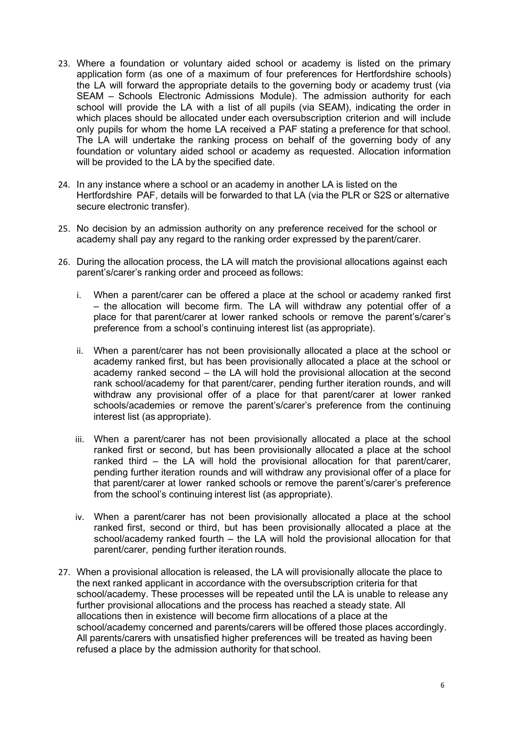23. Where a foundation or voluntary aided school or academy is listed on the primary application form (as one of a maximum of four preferences for Hertfordshire schools) the LA will forward the appropriate details to the governing body or academy trust (via SEAM – Schools Electronic Admissions Module). The admission authority for each school will provide the LA with a list of all pupils (via SEAM), indicating the order in which places should be allocated under each oversubscription criterion and will include only pupils for whom the home LA received a PAF stating a preference for that school. The LA will undertake the ranking process on behalf of the governing body of any foundation or voluntary aided school or academy as requested. Allocation information will be provided to the LA by the specified date.

24. In any instance where a school or an academy in another LA is listed on the Hertfordshire PAF, details will be forwarded to that LA (via the PLR or S2S or alternative secure electronic transfer).

25. No decision by an admission authority on any preference received for the school or academy shall pay any regard to the ranking order expressed by the parent/carer.

26. During the allocation process, the LA will match the provisional allocations against each parent's/carer's ranking order and proceed as follows:

    i. When a parent/carer can be offered a place at the school or academy ranked first – the allocation will become firm. The LA will withdraw any potential offer of a place for that parent/carer at lower ranked schools or remove the parent's/carer's preference from a school's continuing interest list (as appropriate).

    ii. When a parent/carer has not been provisionally allocated a place at the school or academy ranked first, but has been provisionally allocated a place at the school or academy ranked second – the LA will hold the provisional allocation at the second rank school/academy for that parent/carer, pending further iteration rounds, and will withdraw any provisional offer of a place for that parent/carer at lower ranked schools/academies or remove the parent's/carer's preference from the continuing interest list (as appropriate).

    iii. When a parent/carer has not been provisionally allocated a place at the school ranked first or second, but has been provisionally allocated a place at the school ranked third – the LA will hold the provisional allocation for that parent/carer, pending further iteration rounds and will withdraw any provisional offer of a place for that parent/carer at lower ranked schools or remove the parent's/carer's preference from the school's continuing interest list (as appropriate).

    iv. When a parent/carer has not been provisionally allocated a place at the school ranked first, second or third, but has been provisionally allocated a place at the school/academy ranked fourth – the LA will hold the provisional allocation for that parent/carer, pending further iteration rounds.

27. When a provisional allocation is released, the LA will provisionally allocate the place to the next ranked applicant in accordance with the oversubscription criteria for that school/academy. These processes will be repeated until the LA is unable to release any further provisional allocations and the process has reached a steady state. All allocations then in existence will become firm allocations of a place at the school/academy concerned and parents/carers will be offered those places accordingly. All parents/carers with unsatisfied higher preferences will be treated as having been refused a place by the admission authority for that school.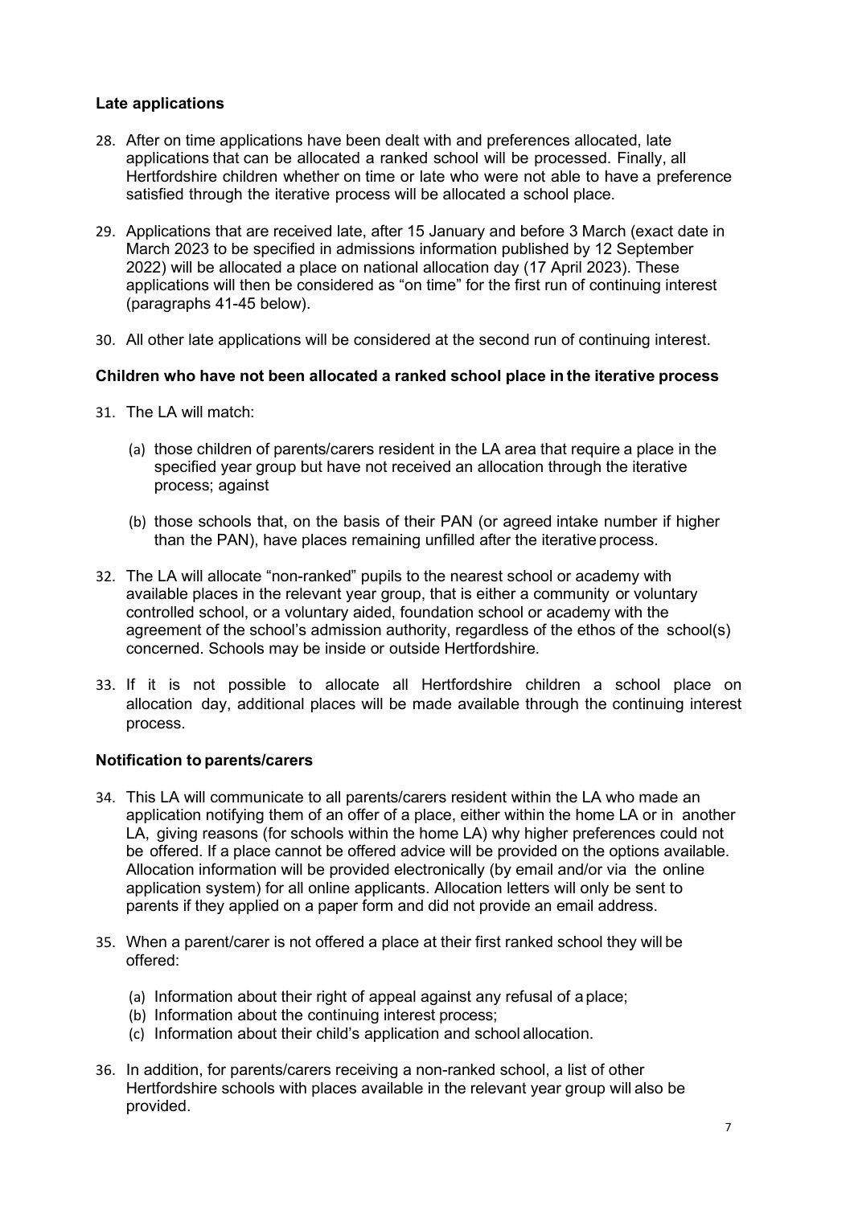### Late applications

28. After on time applications have been dealt with and preferences allocated, late applications that can be allocated a ranked school will be processed. Finally, all Hertfordshire children whether on time or late who were not able to have a preference satisfied through the iterative process will be allocated a school place.

29. Applications that are received late, after 15 January and before 3 March (exact date in March 2023 to be specified in admissions information published by 12 September 2022) will be allocated a place on national allocation day (17 April 2023). These applications will then be considered as "on time" for the first run of continuing interest (paragraphs 41-45 below).

30. All other late applications will be considered at the second run of continuing interest.

### Children who have not been allocated a ranked school place in the iterative process

31. The LA will match:

    (a) those children of parents/carers resident in the LA area that require a place in the specified year group but have not received an allocation through the iterative process; against

    (b) those schools that, on the basis of their PAN (or agreed intake number if higher than the PAN), have places remaining unfilled after the iterative process.

32. The LA will allocate "non-ranked" pupils to the nearest school or academy with available places in the relevant year group, that is either a community or voluntary controlled school, or a voluntary aided, foundation school or academy with the agreement of the school's admission authority, regardless of the ethos of the school(s) concerned. Schools may be inside or outside Hertfordshire.

33. If it is not possible to allocate all Hertfordshire children a school place on allocation day, additional places will be made available through the continuing interest process.

### Notification to parents/carers

34. This LA will communicate to all parents/carers resident within the LA who made an application notifying them of an offer of a place, either within the home LA or in another LA, giving reasons (for schools within the home LA) why higher preferences could not be offered. If a place cannot be offered advice will be provided on the options available. Allocation information will be provided electronically (by email and/or via the online application system) for all online applicants. Allocation letters will only be sent to parents if they applied on a paper form and did not provide an email address.

35. When a parent/carer is not offered a place at their first ranked school they will be offered:

    (a) Information about their right of appeal against any refusal of a place;
    (b) Information about the continuing interest process;
    (c) Information about their child's application and school allocation.

36. In addition, for parents/carers receiving a non-ranked school, a list of other Hertfordshire schools with places available in the relevant year group will also be provided.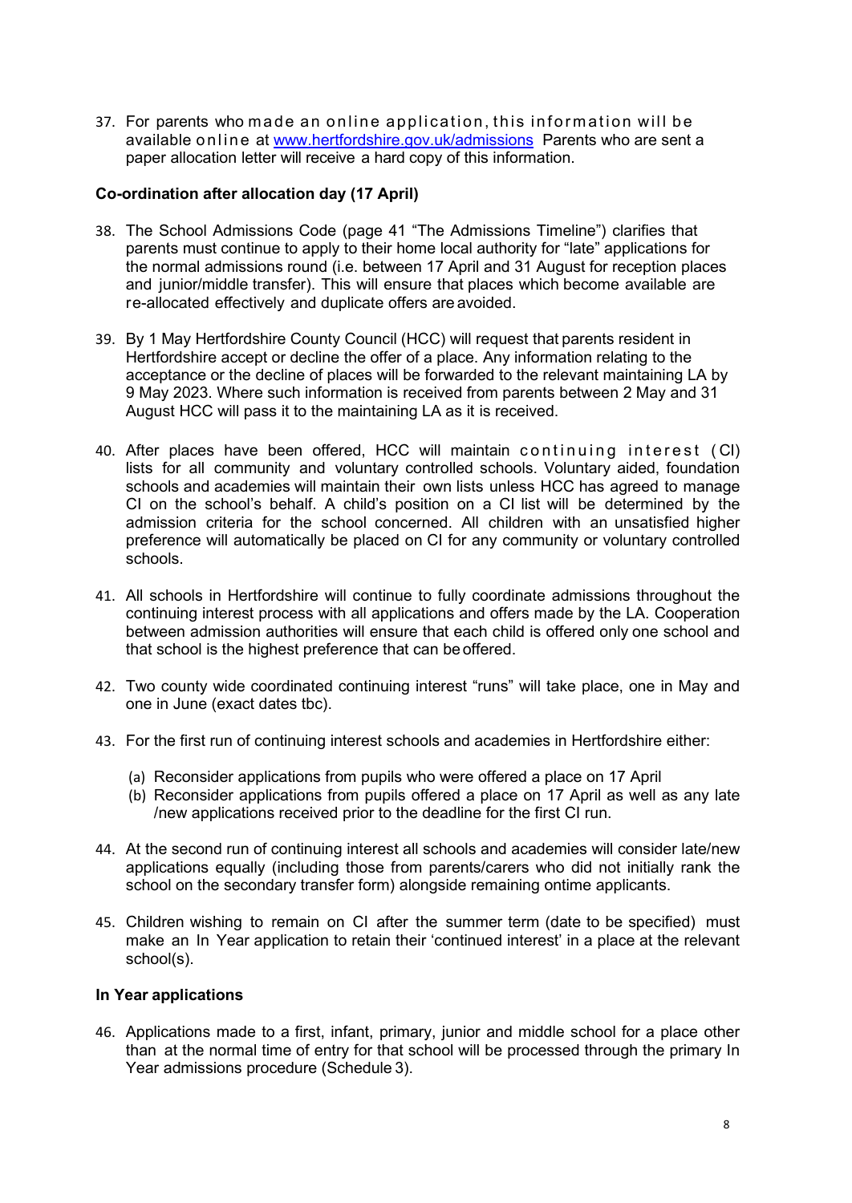37. For parents who made an online application, this information will be available online at [www.hertfordshire.gov.uk/admissions](http://www.hertfordshire.gov.uk/admissions) Parents who are sent a paper allocation letter will receive a hard copy of this information.

**Co-ordination after allocation day (17 April)**

38. The School Admissions Code (page 41 "The Admissions Timeline") clarifies that parents must continue to apply to their home local authority for "late" applications for the normal admissions round (i.e. between 17 April and 31 August for reception places and junior/middle transfer). This will ensure that places which become available are re-allocated effectively and duplicate offers are avoided.

39. By 1 May Hertfordshire County Council (HCC) will request that parents resident in Hertfordshire accept or decline the offer of a place. Any information relating to the acceptance or the decline of places will be forwarded to the relevant maintaining LA by 9 May 2023. Where such information is received from parents between 2 May and 31 August HCC will pass it to the maintaining LA as it is received.

40. After places have been offered, HCC will maintain continuing interest (CI) lists for all community and voluntary controlled schools. Voluntary aided, foundation schools and academies will maintain their own lists unless HCC has agreed to manage CI on the school's behalf. A child's position on a CI list will be determined by the admission criteria for the school concerned. All children with an unsatisfied higher preference will automatically be placed on CI for any community or voluntary controlled schools.

41. All schools in Hertfordshire will continue to fully coordinate admissions throughout the continuing interest process with all applications and offers made by the LA. Cooperation between admission authorities will ensure that each child is offered only one school and that school is the highest preference that can be offered.

42. Two county wide coordinated continuing interest "runs" will take place, one in May and one in June (exact dates tbc).

43. For the first run of continuing interest schools and academies in Hertfordshire either:

    (a) Reconsider applications from pupils who were offered a place on 17 April
    (b) Reconsider applications from pupils offered a place on 17 April as well as any late /new applications received prior to the deadline for the first CI run.

44. At the second run of continuing interest all schools and academies will consider late/new applications equally (including those from parents/carers who did not initially rank the school on the secondary transfer form) alongside remaining ontime applicants.

45. Children wishing to remain on CI after the summer term (date to be specified) must make an In Year application to retain their 'continued interest' in a place at the relevant school(s).

**In Year applications**

46. Applications made to a first, infant, primary, junior and middle school for a place other than at the normal time of entry for that school will be processed through the primary In Year admissions procedure (Schedule 3).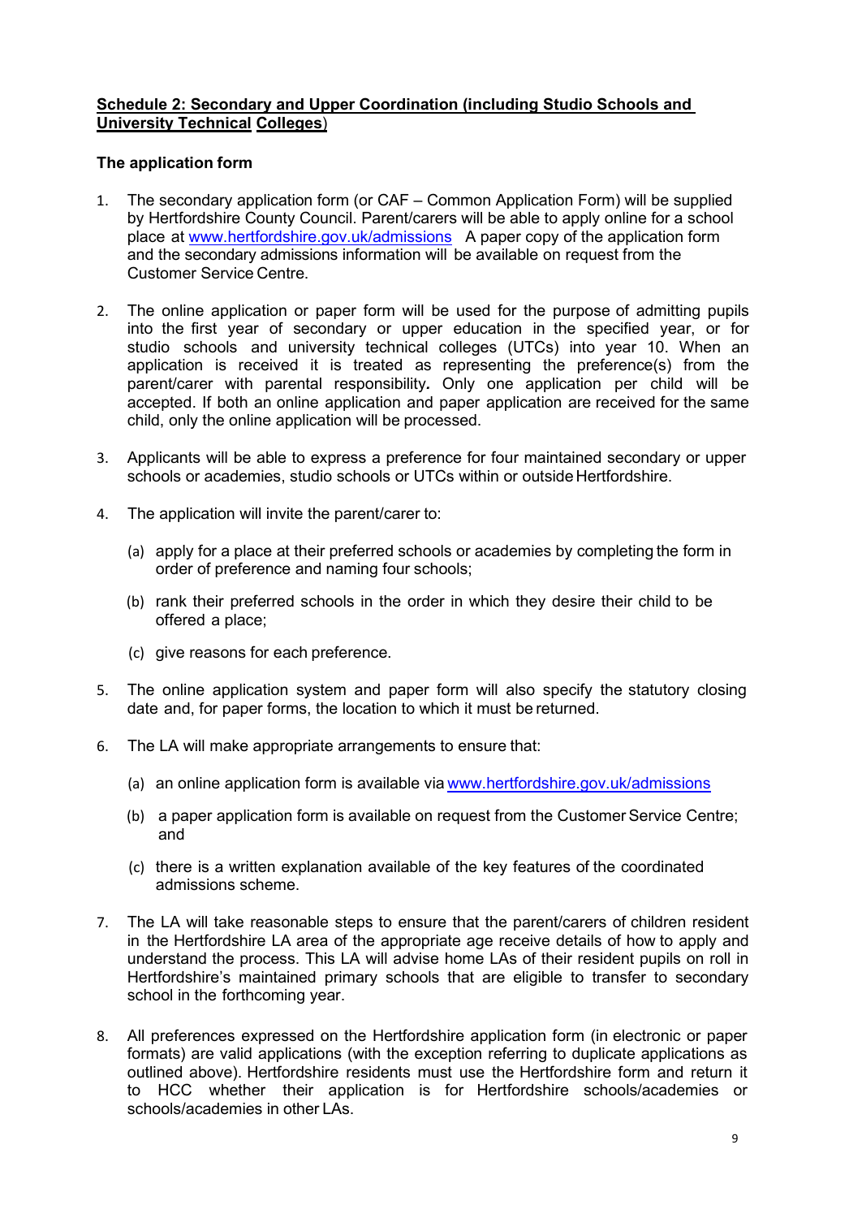## Schedule 2: Secondary and Upper Coordination (including Studio Schools and University Technical Colleges)

### The application form

1. The secondary application form (or CAF – Common Application Form) will be supplied by Hertfordshire County Council. Parent/carers will be able to apply online for a school place at www.hertfordshire.gov.uk/admissions A paper copy of the application form and the secondary admissions information will be available on request from the Customer Service Centre.

2. The online application or paper form will be used for the purpose of admitting pupils into the first year of secondary or upper education in the specified year, or for studio schools and university technical colleges (UTCs) into year 10. When an application is received it is treated as representing the preference(s) from the parent/carer with parental responsibility*.* Only one application per child will be accepted. If both an online application and paper application are received for the same child, only the online application will be processed.

3. Applicants will be able to express a preference for four maintained secondary or upper schools or academies, studio schools or UTCs within or outside Hertfordshire.

4. The application will invite the parent/carer to:

   (a) apply for a place at their preferred schools or academies by completing the form in order of preference and naming four schools;

   (b) rank their preferred schools in the order in which they desire their child to be offered a place;

   (c) give reasons for each preference.

5. The online application system and paper form will also specify the statutory closing date and, for paper forms, the location to which it must be returned.

6. The LA will make appropriate arrangements to ensure that:

   (a) an online application form is available via www.hertfordshire.gov.uk/admissions

   (b) a paper application form is available on request from the Customer Service Centre; and

   (c) there is a written explanation available of the key features of the coordinated admissions scheme.

7. The LA will take reasonable steps to ensure that the parent/carers of children resident in the Hertfordshire LA area of the appropriate age receive details of how to apply and understand the process. This LA will advise home LAs of their resident pupils on roll in Hertfordshire's maintained primary schools that are eligible to transfer to secondary school in the forthcoming year.

8. All preferences expressed on the Hertfordshire application form (in electronic or paper formats) are valid applications (with the exception referring to duplicate applications as outlined above). Hertfordshire residents must use the Hertfordshire form and return it to HCC whether their application is for Hertfordshire schools/academies or schools/academies in other LAs.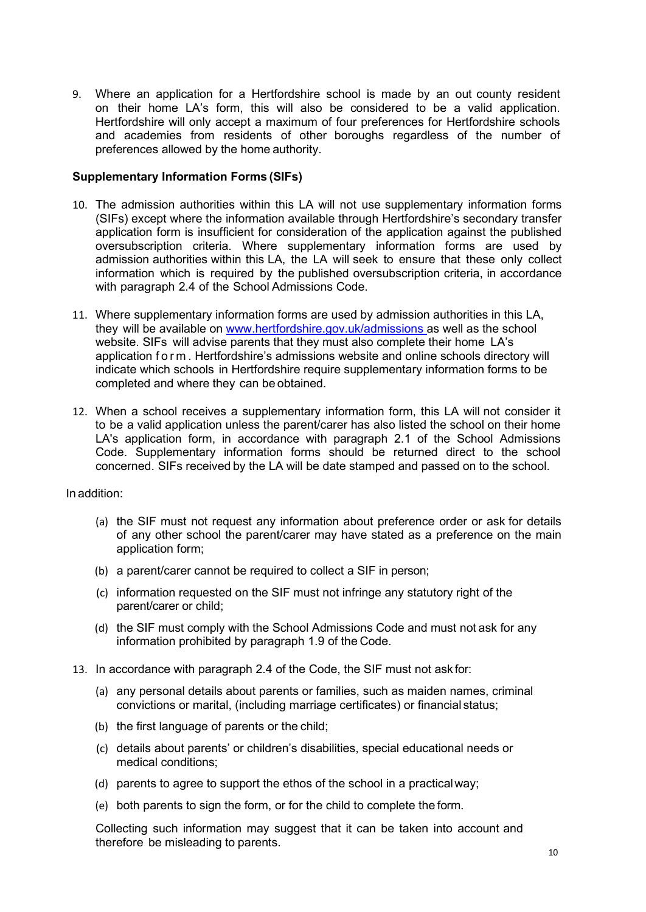9. Where an application for a Hertfordshire school is made by an out county resident on their home LA's form, this will also be considered to be a valid application. Hertfordshire will only accept a maximum of four preferences for Hertfordshire schools and academies from residents of other boroughs regardless of the number of preferences allowed by the home authority.

**Supplementary Information Forms (SIFs)**

10. The admission authorities within this LA will not use supplementary information forms (SIFs) except where the information available through Hertfordshire's secondary transfer application form is insufficient for consideration of the application against the published oversubscription criteria. Where supplementary information forms are used by admission authorities within this LA, the LA will seek to ensure that these only collect information which is required by the published oversubscription criteria, in accordance with paragraph 2.4 of the School Admissions Code.

11. Where supplementary information forms are used by admission authorities in this LA, they will be available on [www.hertfordshire.gov.uk/admissions](http://www.hertfordshire.gov.uk/admissions) as well as the school website. SIFs will advise parents that they must also complete their home LA's application form. Hertfordshire's admissions website and online schools directory will indicate which schools in Hertfordshire require supplementary information forms to be completed and where they can be obtained.

12. When a school receives a supplementary information form, this LA will not consider it to be a valid application unless the parent/carer has also listed the school on their home LA's application form, in accordance with paragraph 2.1 of the School Admissions Code. Supplementary information forms should be returned direct to the school concerned. SIFs received by the LA will be date stamped and passed on to the school.

In addition:

(a) the SIF must not request any information about preference order or ask for details of any other school the parent/carer may have stated as a preference on the main application form;

(b) a parent/carer cannot be required to collect a SIF in person;

(c) information requested on the SIF must not infringe any statutory right of the parent/carer or child;

(d) the SIF must comply with the School Admissions Code and must not ask for any information prohibited by paragraph 1.9 of the Code.

13. In accordance with paragraph 2.4 of the Code, the SIF must not ask for:

(a) any personal details about parents or families, such as maiden names, criminal convictions or marital, (including marriage certificates) or financial status;

(b) the first language of parents or the child;

(c) details about parents' or children's disabilities, special educational needs or medical conditions;

(d) parents to agree to support the ethos of the school in a practical way;

(e) both parents to sign the form, or for the child to complete the form.

Collecting such information may suggest that it can be taken into account and therefore be misleading to parents.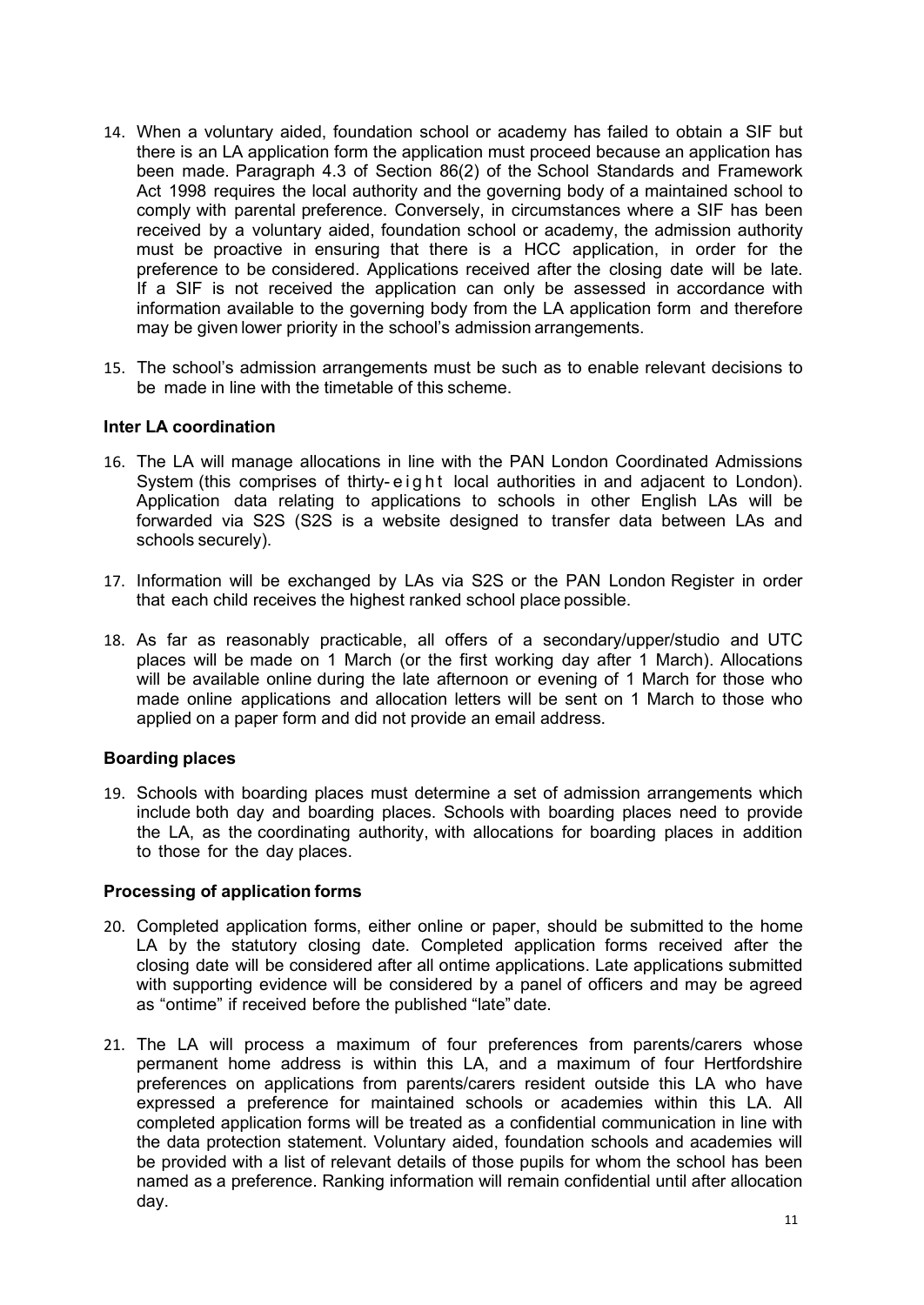14. When a voluntary aided, foundation school or academy has failed to obtain a SIF but there is an LA application form the application must proceed because an application has been made. Paragraph 4.3 of Section 86(2) of the School Standards and Framework Act 1998 requires the local authority and the governing body of a maintained school to comply with parental preference. Conversely, in circumstances where a SIF has been received by a voluntary aided, foundation school or academy, the admission authority must be proactive in ensuring that there is a HCC application, in order for the preference to be considered. Applications received after the closing date will be late. If a SIF is not received the application can only be assessed in accordance with information available to the governing body from the LA application form and therefore may be given lower priority in the school's admission arrangements.

15. The school's admission arrangements must be such as to enable relevant decisions to be made in line with the timetable of this scheme.

**Inter LA coordination**

16. The LA will manage allocations in line with the PAN London Coordinated Admissions System (this comprises of thirty-eight local authorities in and adjacent to London). Application data relating to applications to schools in other English LAs will be forwarded via S2S (S2S is a website designed to transfer data between LAs and schools securely).

17. Information will be exchanged by LAs via S2S or the PAN London Register in order that each child receives the highest ranked school place possible.

18. As far as reasonably practicable, all offers of a secondary/upper/studio and UTC places will be made on 1 March (or the first working day after 1 March). Allocations will be available online during the late afternoon or evening of 1 March for those who made online applications and allocation letters will be sent on 1 March to those who applied on a paper form and did not provide an email address.

**Boarding places**

19. Schools with boarding places must determine a set of admission arrangements which include both day and boarding places. Schools with boarding places need to provide the LA, as the coordinating authority, with allocations for boarding places in addition to those for the day places.

**Processing of application forms**

20. Completed application forms, either online or paper, should be submitted to the home LA by the statutory closing date. Completed application forms received after the closing date will be considered after all ontime applications. Late applications submitted with supporting evidence will be considered by a panel of officers and may be agreed as "ontime" if received before the published "late" date.

21. The LA will process a maximum of four preferences from parents/carers whose permanent home address is within this LA, and a maximum of four Hertfordshire preferences on applications from parents/carers resident outside this LA who have expressed a preference for maintained schools or academies within this LA. All completed application forms will be treated as a confidential communication in line with the data protection statement. Voluntary aided, foundation schools and academies will be provided with a list of relevant details of those pupils for whom the school has been named as a preference. Ranking information will remain confidential until after allocation day.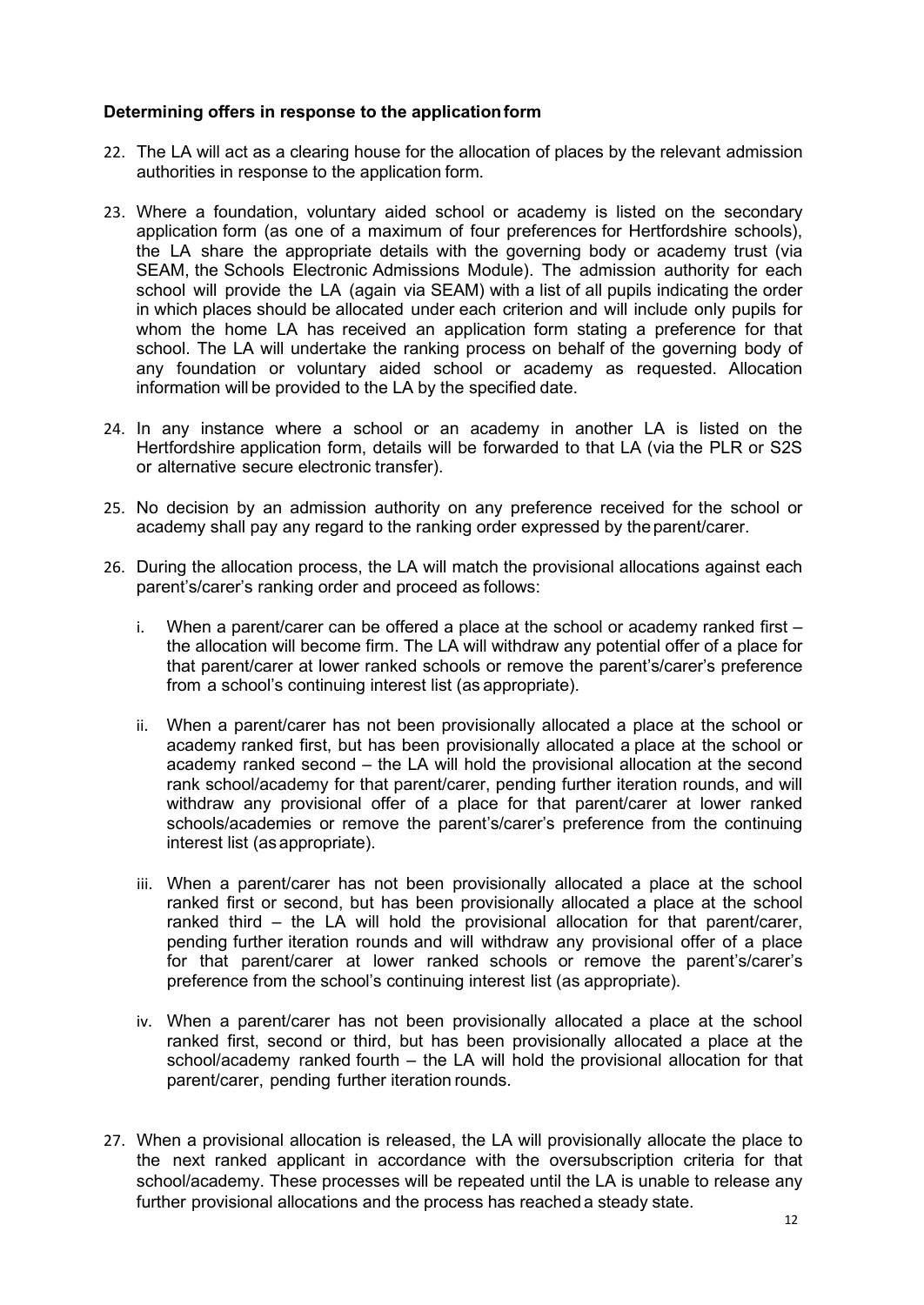**Determining offers in response to the application form**

22. The LA will act as a clearing house for the allocation of places by the relevant admission authorities in response to the application form.

23. Where a foundation, voluntary aided school or academy is listed on the secondary application form (as one of a maximum of four preferences for Hertfordshire schools), the LA share the appropriate details with the governing body or academy trust (via SEAM, the Schools Electronic Admissions Module). The admission authority for each school will provide the LA (again via SEAM) with a list of all pupils indicating the order in which places should be allocated under each criterion and will include only pupils for whom the home LA has received an application form stating a preference for that school. The LA will undertake the ranking process on behalf of the governing body of any foundation or voluntary aided school or academy as requested. Allocation information will be provided to the LA by the specified date.

24. In any instance where a school or an academy in another LA is listed on the Hertfordshire application form, details will be forwarded to that LA (via the PLR or S2S or alternative secure electronic transfer).

25. No decision by an admission authority on any preference received for the school or academy shall pay any regard to the ranking order expressed by the parent/carer.

26. During the allocation process, the LA will match the provisional allocations against each parent's/carer's ranking order and proceed as follows:

    i. When a parent/carer can be offered a place at the school or academy ranked first – the allocation will become firm. The LA will withdraw any potential offer of a place for that parent/carer at lower ranked schools or remove the parent's/carer's preference from a school's continuing interest list (as appropriate).

    ii. When a parent/carer has not been provisionally allocated a place at the school or academy ranked first, but has been provisionally allocated a place at the school or academy ranked second – the LA will hold the provisional allocation at the second rank school/academy for that parent/carer, pending further iteration rounds, and will withdraw any provisional offer of a place for that parent/carer at lower ranked schools/academies or remove the parent's/carer's preference from the continuing interest list (as appropriate).

    iii. When a parent/carer has not been provisionally allocated a place at the school ranked first or second, but has been provisionally allocated a place at the school ranked third – the LA will hold the provisional allocation for that parent/carer, pending further iteration rounds and will withdraw any provisional offer of a place for that parent/carer at lower ranked schools or remove the parent's/carer's preference from the school's continuing interest list (as appropriate).

    iv. When a parent/carer has not been provisionally allocated a place at the school ranked first, second or third, but has been provisionally allocated a place at the school/academy ranked fourth – the LA will hold the provisional allocation for that parent/carer, pending further iteration rounds.

27. When a provisional allocation is released, the LA will provisionally allocate the place to the next ranked applicant in accordance with the oversubscription criteria for that school/academy. These processes will be repeated until the LA is unable to release any further provisional allocations and the process has reached a steady state.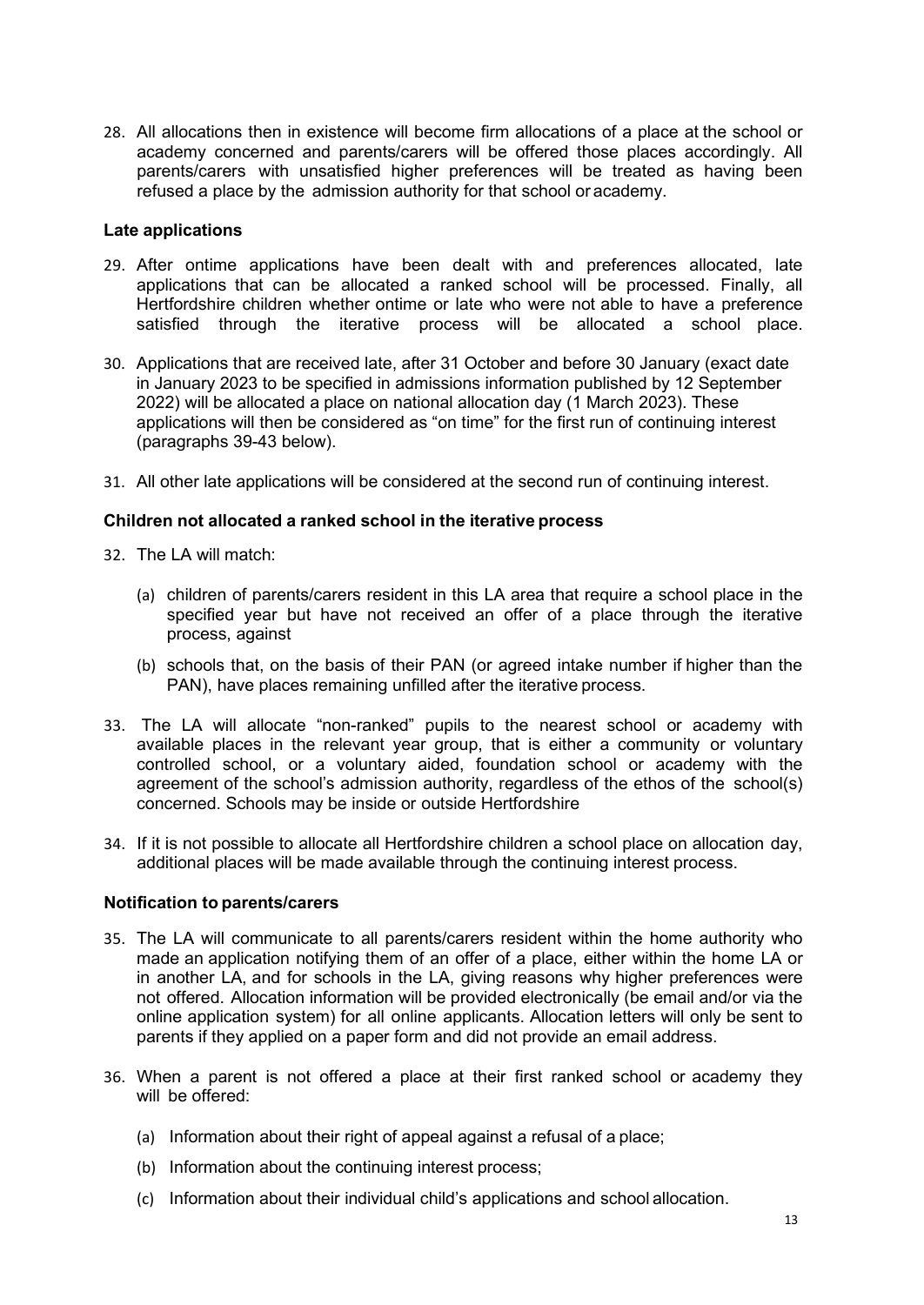28. All allocations then in existence will become firm allocations of a place at the school or academy concerned and parents/carers will be offered those places accordingly. All parents/carers with unsatisfied higher preferences will be treated as having been refused a place by the admission authority for that school or academy.

### Late applications

29. After ontime applications have been dealt with and preferences allocated, late applications that can be allocated a ranked school will be processed. Finally, all Hertfordshire children whether ontime or late who were not able to have a preference satisfied through the iterative process will be allocated a school place.

30. Applications that are received late, after 31 October and before 30 January (exact date in January 2023 to be specified in admissions information published by 12 September 2022) will be allocated a place on national allocation day (1 March 2023). These applications will then be considered as "on time" for the first run of continuing interest (paragraphs 39-43 below).

31. All other late applications will be considered at the second run of continuing interest.

### Children not allocated a ranked school in the iterative process

32. The LA will match:

    (a) children of parents/carers resident in this LA area that require a school place in the specified year but have not received an offer of a place through the iterative process, against

    (b) schools that, on the basis of their PAN (or agreed intake number if higher than the PAN), have places remaining unfilled after the iterative process.

33. The LA will allocate "non-ranked" pupils to the nearest school or academy with available places in the relevant year group, that is either a community or voluntary controlled school, or a voluntary aided, foundation school or academy with the agreement of the school's admission authority, regardless of the ethos of the school(s) concerned. Schools may be inside or outside Hertfordshire

34. If it is not possible to allocate all Hertfordshire children a school place on allocation day, additional places will be made available through the continuing interest process.

### Notification to parents/carers

35. The LA will communicate to all parents/carers resident within the home authority who made an application notifying them of an offer of a place, either within the home LA or in another LA, and for schools in the LA, giving reasons why higher preferences were not offered. Allocation information will be provided electronically (be email and/or via the online application system) for all online applicants. Allocation letters will only be sent to parents if they applied on a paper form and did not provide an email address.

36. When a parent is not offered a place at their first ranked school or academy they will be offered:

    (a) Information about their right of appeal against a refusal of a place;

    (b) Information about the continuing interest process;

    (c) Information about their individual child's applications and school allocation.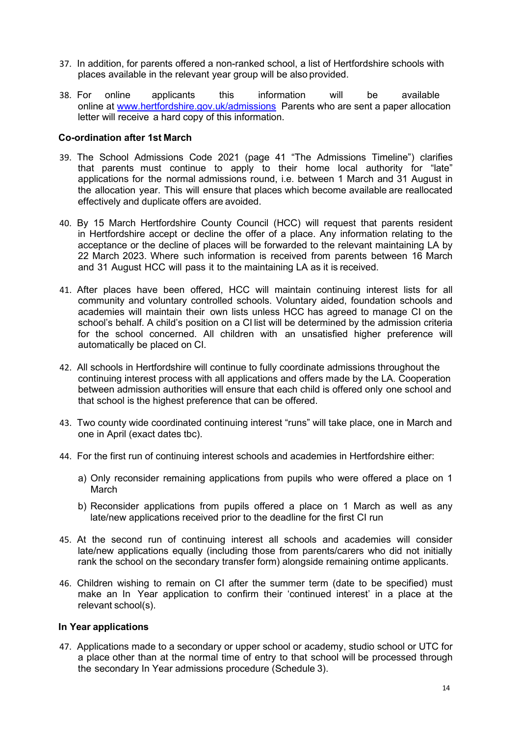37. In addition, for parents offered a non-ranked school, a list of Hertfordshire schools with places available in the relevant year group will be also provided.

38. For online applicants this information will be available online at [www.hertfordshire.gov.uk/admissions](http://www.hertfordshire.gov.uk/admissions) Parents who are sent a paper allocation letter will receive a hard copy of this information.

**Co-ordination after 1st March**

39. The School Admissions Code 2021 (page 41 "The Admissions Timeline") clarifies that parents must continue to apply to their home local authority for "late" applications for the normal admissions round, i.e. between 1 March and 31 August in the allocation year. This will ensure that places which become available are reallocated effectively and duplicate offers are avoided.

40. By 15 March Hertfordshire County Council (HCC) will request that parents resident in Hertfordshire accept or decline the offer of a place. Any information relating to the acceptance or the decline of places will be forwarded to the relevant maintaining LA by 22 March 2023. Where such information is received from parents between 16 March and 31 August HCC will pass it to the maintaining LA as it is received.

41. After places have been offered, HCC will maintain continuing interest lists for all community and voluntary controlled schools. Voluntary aided, foundation schools and academies will maintain their own lists unless HCC has agreed to manage CI on the school's behalf. A child's position on a CI list will be determined by the admission criteria for the school concerned. All children with an unsatisfied higher preference will automatically be placed on CI.

42. All schools in Hertfordshire will continue to fully coordinate admissions throughout the continuing interest process with all applications and offers made by the LA. Cooperation between admission authorities will ensure that each child is offered only one school and that school is the highest preference that can be offered.

43. Two county wide coordinated continuing interest "runs" will take place, one in March and one in April (exact dates tbc).

44. For the first run of continuing interest schools and academies in Hertfordshire either:

    a) Only reconsider remaining applications from pupils who were offered a place on 1 March

    b) Reconsider applications from pupils offered a place on 1 March as well as any late/new applications received prior to the deadline for the first CI run

45. At the second run of continuing interest all schools and academies will consider late/new applications equally (including those from parents/carers who did not initially rank the school on the secondary transfer form) alongside remaining ontime applicants.

46. Children wishing to remain on CI after the summer term (date to be specified) must make an In Year application to confirm their 'continued interest' in a place at the relevant school(s).

**In Year applications**

47. Applications made to a secondary or upper school or academy, studio school or UTC for a place other than at the normal time of entry to that school will be processed through the secondary In Year admissions procedure (Schedule 3).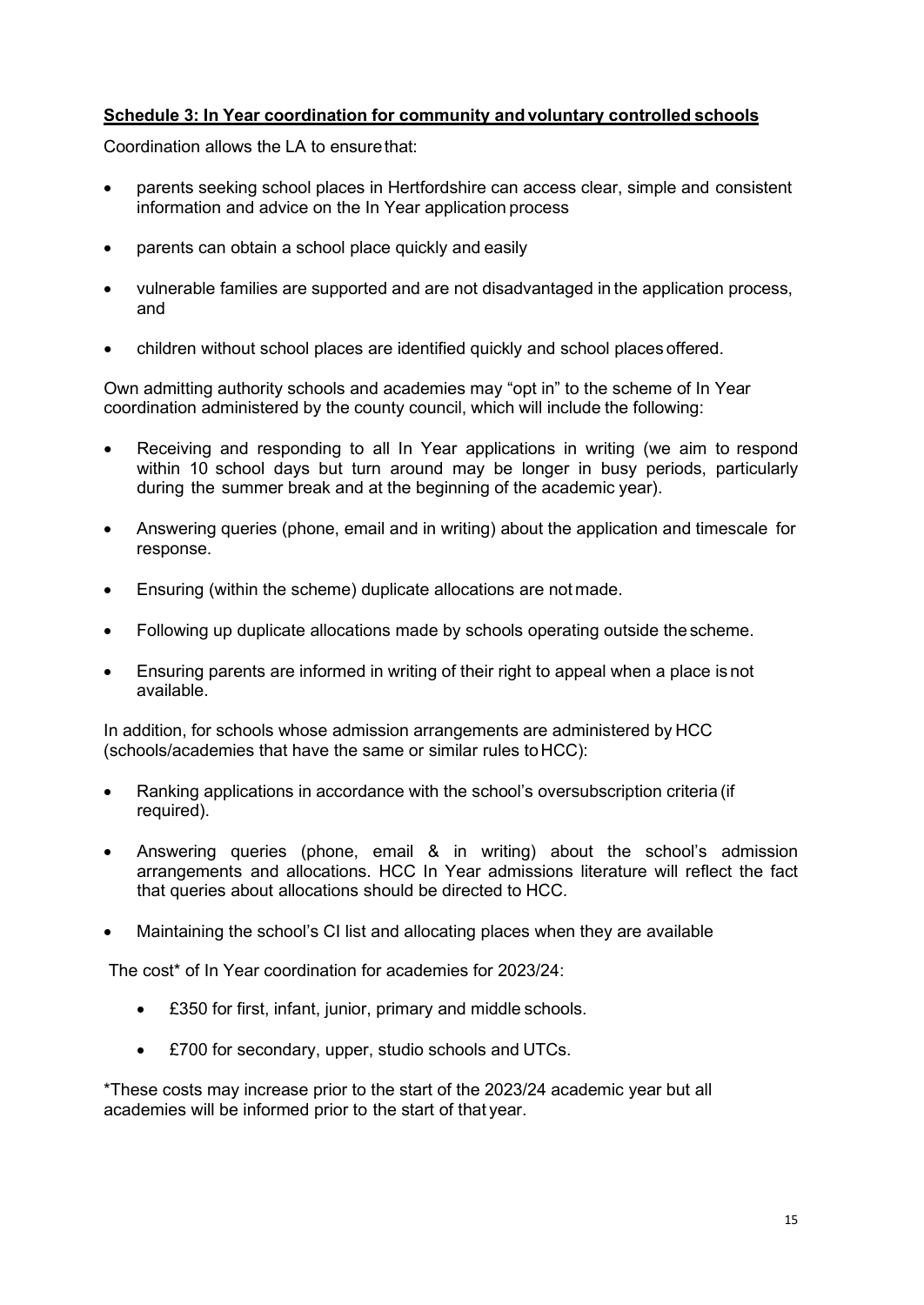**Schedule 3: In Year coordination for community and voluntary controlled schools**

Coordination allows the LA to ensure that:

- parents seeking school places in Hertfordshire can access clear, simple and consistent information and advice on the In Year application process
- parents can obtain a school place quickly and easily
- vulnerable families are supported and are not disadvantaged in the application process, and
- children without school places are identified quickly and school places offered.

Own admitting authority schools and academies may "opt in" to the scheme of In Year coordination administered by the county council, which will include the following:

- Receiving and responding to all In Year applications in writing (we aim to respond within 10 school days but turn around may be longer in busy periods, particularly during the summer break and at the beginning of the academic year).
- Answering queries (phone, email and in writing) about the application and timescale for response.
- Ensuring (within the scheme) duplicate allocations are not made.
- Following up duplicate allocations made by schools operating outside the scheme.
- Ensuring parents are informed in writing of their right to appeal when a place is not available.

In addition, for schools whose admission arrangements are administered by HCC (schools/academies that have the same or similar rules to HCC):

- Ranking applications in accordance with the school's oversubscription criteria (if required).
- Answering queries (phone, email & in writing) about the school's admission arrangements and allocations. HCC In Year admissions literature will reflect the fact that queries about allocations should be directed to HCC.
- Maintaining the school's CI list and allocating places when they are available

The cost* of In Year coordination for academies for 2023/24:

- £350 for first, infant, junior, primary and middle schools.
- £700 for secondary, upper, studio schools and UTCs.

*These costs may increase prior to the start of the 2023/24 academic year but all academies will be informed prior to the start of that year.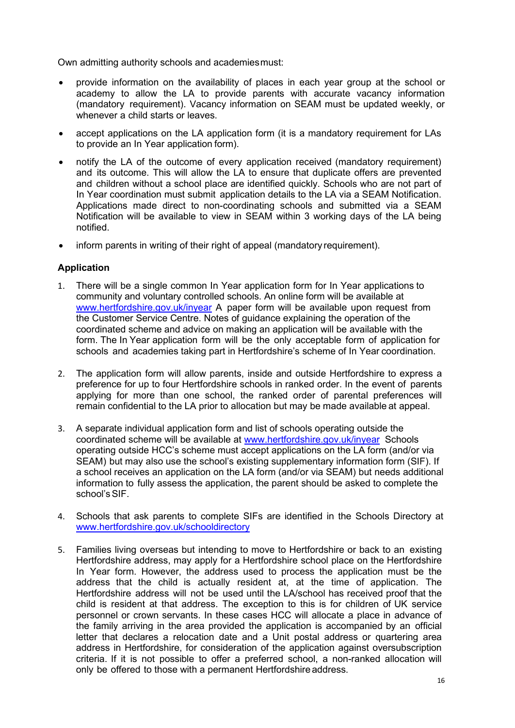Own admitting authority schools and academies must:

- provide information on the availability of places in each year group at the school or academy to allow the LA to provide parents with accurate vacancy information (mandatory requirement). Vacancy information on SEAM must be updated weekly, or whenever a child starts or leaves.
- accept applications on the LA application form (it is a mandatory requirement for LAs to provide an In Year application form).
- notify the LA of the outcome of every application received (mandatory requirement) and its outcome. This will allow the LA to ensure that duplicate offers are prevented and children without a school place are identified quickly. Schools who are not part of In Year coordination must submit application details to the LA via a SEAM Notification. Applications made direct to non-coordinating schools and submitted via a SEAM Notification will be available to view in SEAM within 3 working days of the LA being notified.
- inform parents in writing of their right of appeal (mandatory requirement).

### Application

1. There will be a single common In Year application form for In Year applications to community and voluntary controlled schools. An online form will be available at [www.hertfordshire.gov.uk/inyear](http://www.hertfordshire.gov.uk/inyear) A paper form will be available upon request from the Customer Service Centre. Notes of guidance explaining the operation of the coordinated scheme and advice on making an application will be available with the form. The In Year application form will be the only acceptable form of application for schools and academies taking part in Hertfordshire's scheme of In Year coordination.

2. The application form will allow parents, inside and outside Hertfordshire to express a preference for up to four Hertfordshire schools in ranked order. In the event of parents applying for more than one school, the ranked order of parental preferences will remain confidential to the LA prior to allocation but may be made available at appeal.

3. A separate individual application form and list of schools operating outside the coordinated scheme will be available at [www.hertfordshire.gov.uk/inyear](http://www.hertfordshire.gov.uk/inyear) Schools operating outside HCC's scheme must accept applications on the LA form (and/or via SEAM) but may also use the school's existing supplementary information form (SIF). If a school receives an application on the LA form (and/or via SEAM) but needs additional information to fully assess the application, the parent should be asked to complete the school's SIF.

4. Schools that ask parents to complete SIFs are identified in the Schools Directory at [www.hertfordshire.gov.uk/schooldirectory](http://www.hertfordshire.gov.uk/schooldirectory)

5. Families living overseas but intending to move to Hertfordshire or back to an existing Hertfordshire address, may apply for a Hertfordshire school place on the Hertfordshire In Year form. However, the address used to process the application must be the address that the child is actually resident at, at the time of application. The Hertfordshire address will not be used until the LA/school has received proof that the child is resident at that address. The exception to this is for children of UK service personnel or crown servants. In these cases HCC will allocate a place in advance of the family arriving in the area provided the application is accompanied by an official letter that declares a relocation date and a Unit postal address or quartering area address in Hertfordshire, for consideration of the application against oversubscription criteria. If it is not possible to offer a preferred school, a non-ranked allocation will only be offered to those with a permanent Hertfordshire address.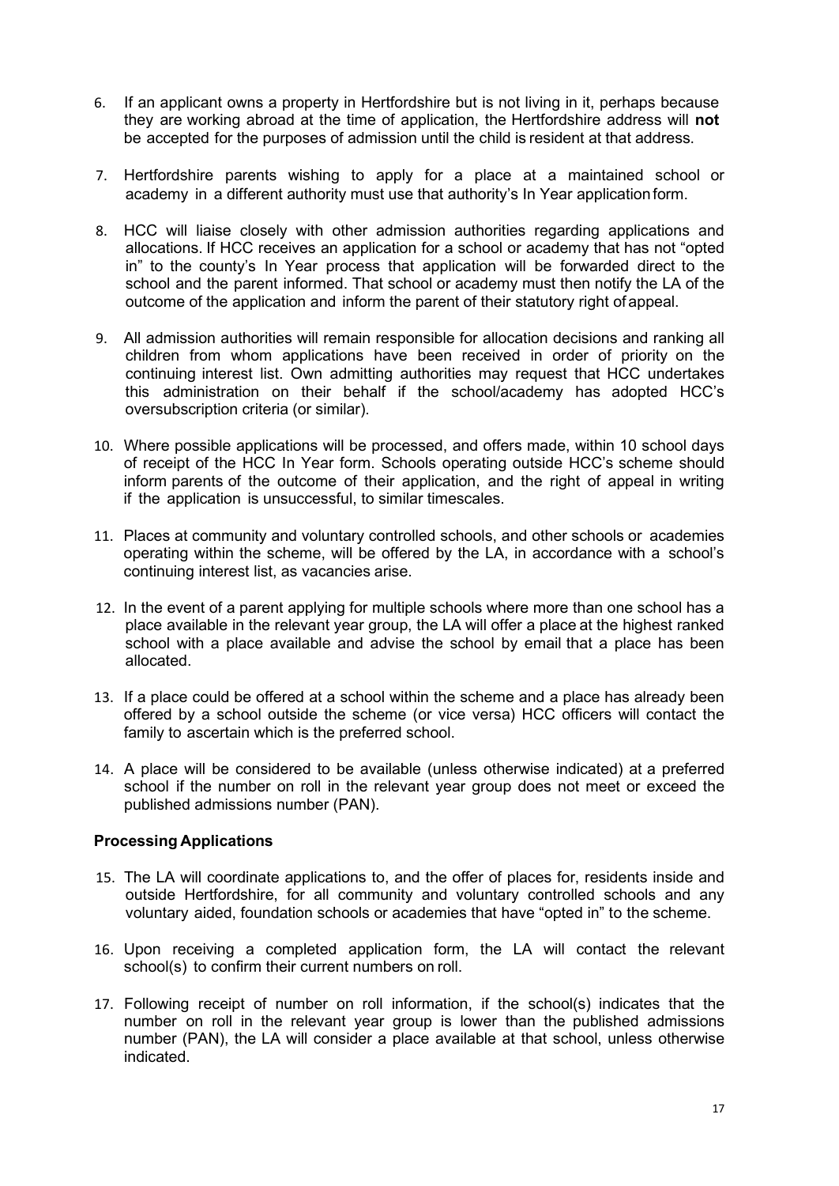6. If an applicant owns a property in Hertfordshire but is not living in it, perhaps because they are working abroad at the time of application, the Hertfordshire address will **not** be accepted for the purposes of admission until the child is resident at that address.

7. Hertfordshire parents wishing to apply for a place at a maintained school or academy in a different authority must use that authority's In Year application form.

8. HCC will liaise closely with other admission authorities regarding applications and allocations. If HCC receives an application for a school or academy that has not "opted in" to the county's In Year process that application will be forwarded direct to the school and the parent informed. That school or academy must then notify the LA of the outcome of the application and inform the parent of their statutory right of appeal.

9. All admission authorities will remain responsible for allocation decisions and ranking all children from whom applications have been received in order of priority on the continuing interest list. Own admitting authorities may request that HCC undertakes this administration on their behalf if the school/academy has adopted HCC's oversubscription criteria (or similar).

10. Where possible applications will be processed, and offers made, within 10 school days of receipt of the HCC In Year form. Schools operating outside HCC's scheme should inform parents of the outcome of their application, and the right of appeal in writing if the application is unsuccessful, to similar timescales.

11. Places at community and voluntary controlled schools, and other schools or academies operating within the scheme, will be offered by the LA, in accordance with a school's continuing interest list, as vacancies arise.

12. In the event of a parent applying for multiple schools where more than one school has a place available in the relevant year group, the LA will offer a place at the highest ranked school with a place available and advise the school by email that a place has been allocated.

13. If a place could be offered at a school within the scheme and a place has already been offered by a school outside the scheme (or vice versa) HCC officers will contact the family to ascertain which is the preferred school.

14. A place will be considered to be available (unless otherwise indicated) at a preferred school if the number on roll in the relevant year group does not meet or exceed the published admissions number (PAN).

### Processing Applications

15. The LA will coordinate applications to, and the offer of places for, residents inside and outside Hertfordshire, for all community and voluntary controlled schools and any voluntary aided, foundation schools or academies that have "opted in" to the scheme.

16. Upon receiving a completed application form, the LA will contact the relevant school(s) to confirm their current numbers on roll.

17. Following receipt of number on roll information, if the school(s) indicates that the number on roll in the relevant year group is lower than the published admissions number (PAN), the LA will consider a place available at that school, unless otherwise indicated.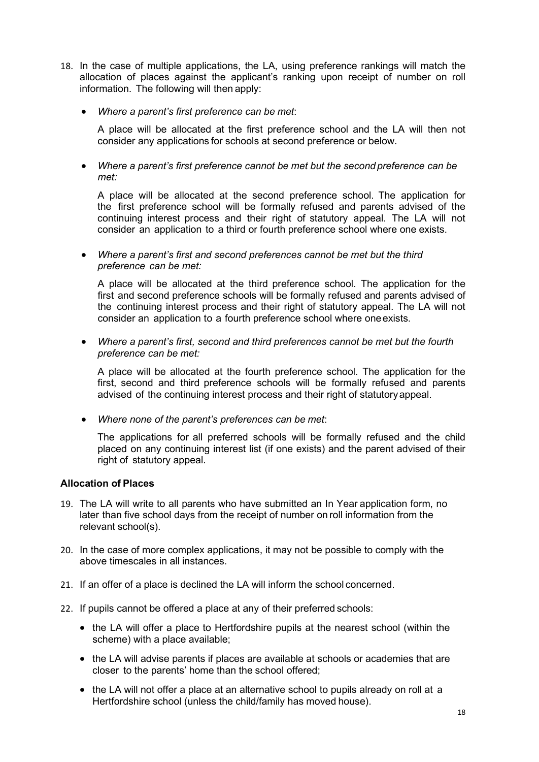18. In the case of multiple applications, the LA, using preference rankings will match the allocation of places against the applicant's ranking upon receipt of number on roll information. The following will then apply:

    - *Where a parent's first preference can be met*:

      A place will be allocated at the first preference school and the LA will then not consider any applications for schools at second preference or below.

    - *Where a parent's first preference cannot be met but the second preference can be met:*

      A place will be allocated at the second preference school. The application for the first preference school will be formally refused and parents advised of the continuing interest process and their right of statutory appeal. The LA will not consider an application to a third or fourth preference school where one exists.

    - *Where a parent's first and second preferences cannot be met but the third preference can be met:*

      A place will be allocated at the third preference school. The application for the first and second preference schools will be formally refused and parents advised of the continuing interest process and their right of statutory appeal. The LA will not consider an application to a fourth preference school where one exists.

    - *Where a parent's first, second and third preferences cannot be met but the fourth preference can be met:*

      A place will be allocated at the fourth preference school. The application for the first, second and third preference schools will be formally refused and parents advised of the continuing interest process and their right of statutory appeal.

    - *Where none of the parent's preferences can be met*:

      The applications for all preferred schools will be formally refused and the child placed on any continuing interest list (if one exists) and the parent advised of their right of statutory appeal.

**Allocation of Places**

19. The LA will write to all parents who have submitted an In Year application form, no later than five school days from the receipt of number on roll information from the relevant school(s).

20. In the case of more complex applications, it may not be possible to comply with the above timescales in all instances.

21. If an offer of a place is declined the LA will inform the school concerned.

22. If pupils cannot be offered a place at any of their preferred schools:

    - the LA will offer a place to Hertfordshire pupils at the nearest school (within the scheme) with a place available;

    - the LA will advise parents if places are available at schools or academies that are closer to the parents' home than the school offered;

    - the LA will not offer a place at an alternative school to pupils already on roll at a Hertfordshire school (unless the child/family has moved house).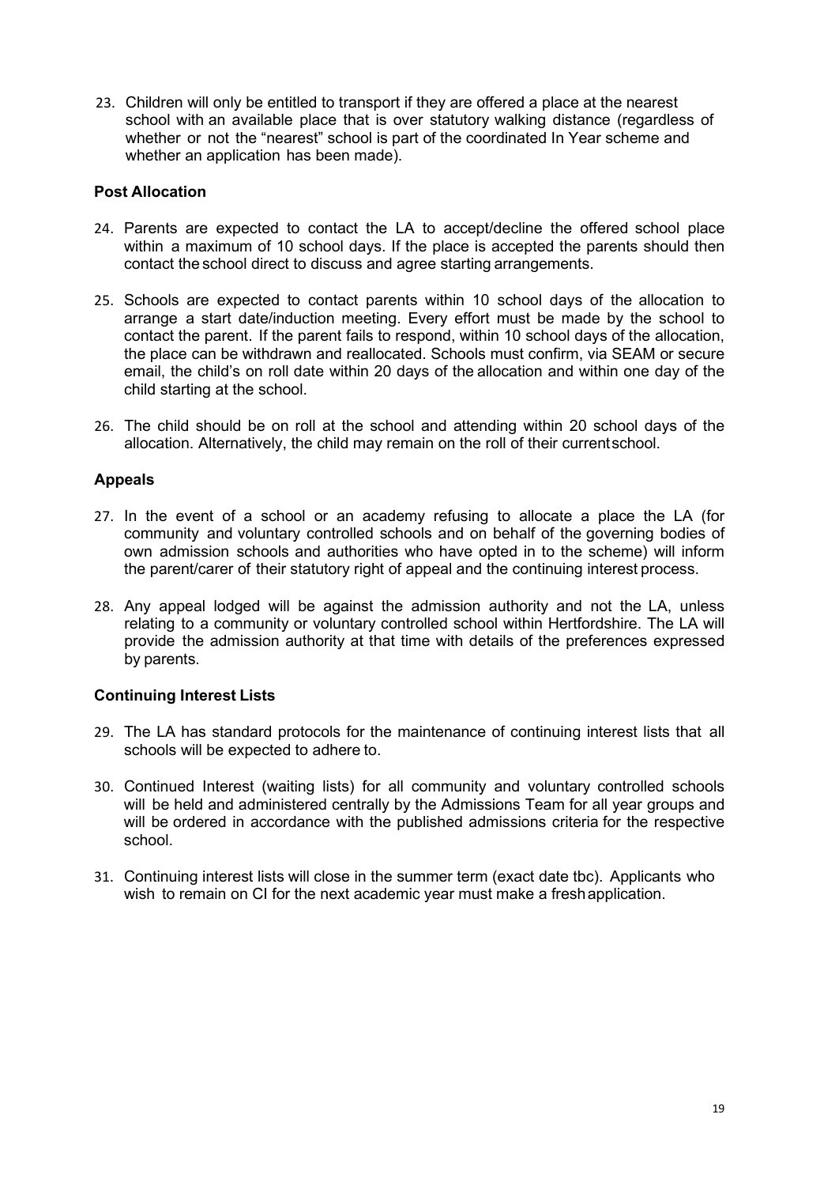23. Children will only be entitled to transport if they are offered a place at the nearest school with an available place that is over statutory walking distance (regardless of whether or not the "nearest" school is part of the coordinated In Year scheme and whether an application has been made).

### Post Allocation

24. Parents are expected to contact the LA to accept/decline the offered school place within a maximum of 10 school days. If the place is accepted the parents should then contact the school direct to discuss and agree starting arrangements.

25. Schools are expected to contact parents within 10 school days of the allocation to arrange a start date/induction meeting. Every effort must be made by the school to contact the parent. If the parent fails to respond, within 10 school days of the allocation, the place can be withdrawn and reallocated. Schools must confirm, via SEAM or secure email, the child's on roll date within 20 days of the allocation and within one day of the child starting at the school.

26. The child should be on roll at the school and attending within 20 school days of the allocation. Alternatively, the child may remain on the roll of their current school.

### Appeals

27. In the event of a school or an academy refusing to allocate a place the LA (for community and voluntary controlled schools and on behalf of the governing bodies of own admission schools and authorities who have opted in to the scheme) will inform the parent/carer of their statutory right of appeal and the continuing interest process.

28. Any appeal lodged will be against the admission authority and not the LA, unless relating to a community or voluntary controlled school within Hertfordshire. The LA will provide the admission authority at that time with details of the preferences expressed by parents.

### Continuing Interest Lists

29. The LA has standard protocols for the maintenance of continuing interest lists that all schools will be expected to adhere to.

30. Continued Interest (waiting lists) for all community and voluntary controlled schools will be held and administered centrally by the Admissions Team for all year groups and will be ordered in accordance with the published admissions criteria for the respective school.

31. Continuing interest lists will close in the summer term (exact date tbc). Applicants who wish to remain on CI for the next academic year must make a fresh application.